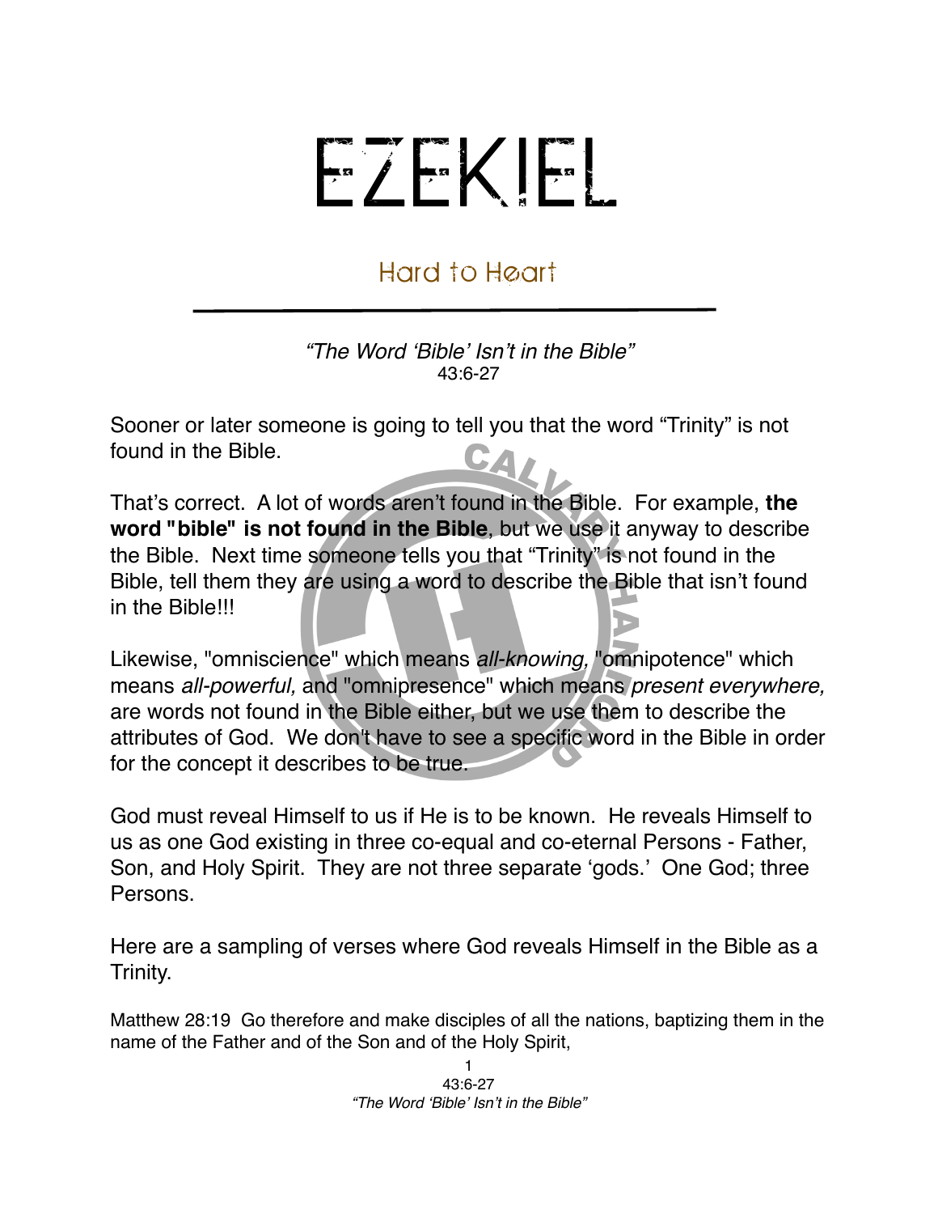# EZEKIEL

## Hard to Heart

*"The Word 'Bible' Isn't in the Bible"*
43:6-27

Sooner or later someone is going to tell you that the word "Trinity" is not found in the Bible.

That's correct. A lot of words aren't found in the Bible. For example, **the word "bible" is not found in the Bible**, but we use it anyway to describe the Bible. Next time someone tells you that "Trinity" is not found in the Bible, tell them they are using a word to describe the Bible that isn't found in the Bible!!!

Likewise, "omniscience" which means *all-knowing,* "omnipotence" which means *all-powerful,* and "omnipresence" which means *present everywhere,* are words not found in the Bible either, but we use them to describe the attributes of God. We don't have to see a specific word in the Bible in order for the concept it describes to be true.

God must reveal Himself to us if He is to be known. He reveals Himself to us as one God existing in three co-equal and co-eternal Persons - Father, Son, and Holy Spirit. They are not three separate 'gods.' One God; three Persons.

Here are a sampling of verses where God reveals Himself in the Bible as a Trinity.

Matthew 28:19 Go therefore and make disciples of all the nations, baptizing them in the name of the Father and of the Son and of the Holy Spirit,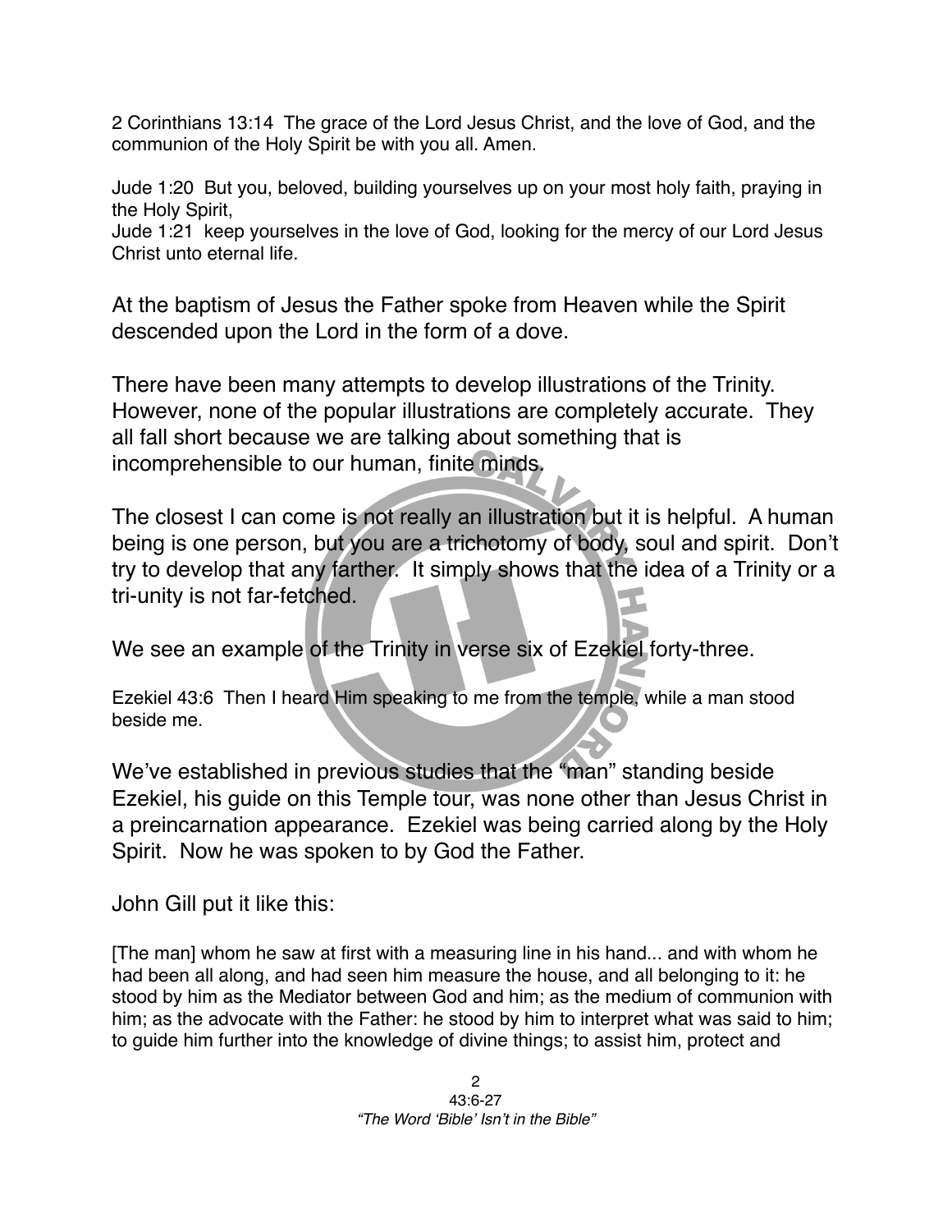2 Corinthians 13:14 The grace of the Lord Jesus Christ, and the love of God, and the communion of the Holy Spirit be with you all. Amen.

Jude 1:20 But you, beloved, building yourselves up on your most holy faith, praying in the Holy Spirit,
Jude 1:21 keep yourselves in the love of God, looking for the mercy of our Lord Jesus Christ unto eternal life.

At the baptism of Jesus the Father spoke from Heaven while the Spirit descended upon the Lord in the form of a dove.

There have been many attempts to develop illustrations of the Trinity. However, none of the popular illustrations are completely accurate. They all fall short because we are talking about something that is incomprehensible to our human, finite minds.

The closest I can come is not really an illustration but it is helpful. A human being is one person, but you are a trichotomy of body, soul and spirit. Don't try to develop that any farther. It simply shows that the idea of a Trinity or a tri-unity is not far-fetched.

We see an example of the Trinity in verse six of Ezekiel forty-three.

Ezekiel 43:6 Then I heard Him speaking to me from the temple, while a man stood beside me.

We've established in previous studies that the "man" standing beside Ezekiel, his guide on this Temple tour, was none other than Jesus Christ in a preincarnation appearance. Ezekiel was being carried along by the Holy Spirit. Now he was spoken to by God the Father.

John Gill put it like this:

[The man] whom he saw at first with a measuring line in his hand... and with whom he had been all along, and had seen him measure the house, and all belonging to it: he stood by him as the Mediator between God and him; as the medium of communion with him; as the advocate with the Father: he stood by him to interpret what was said to him; to guide him further into the knowledge of divine things; to assist him, protect and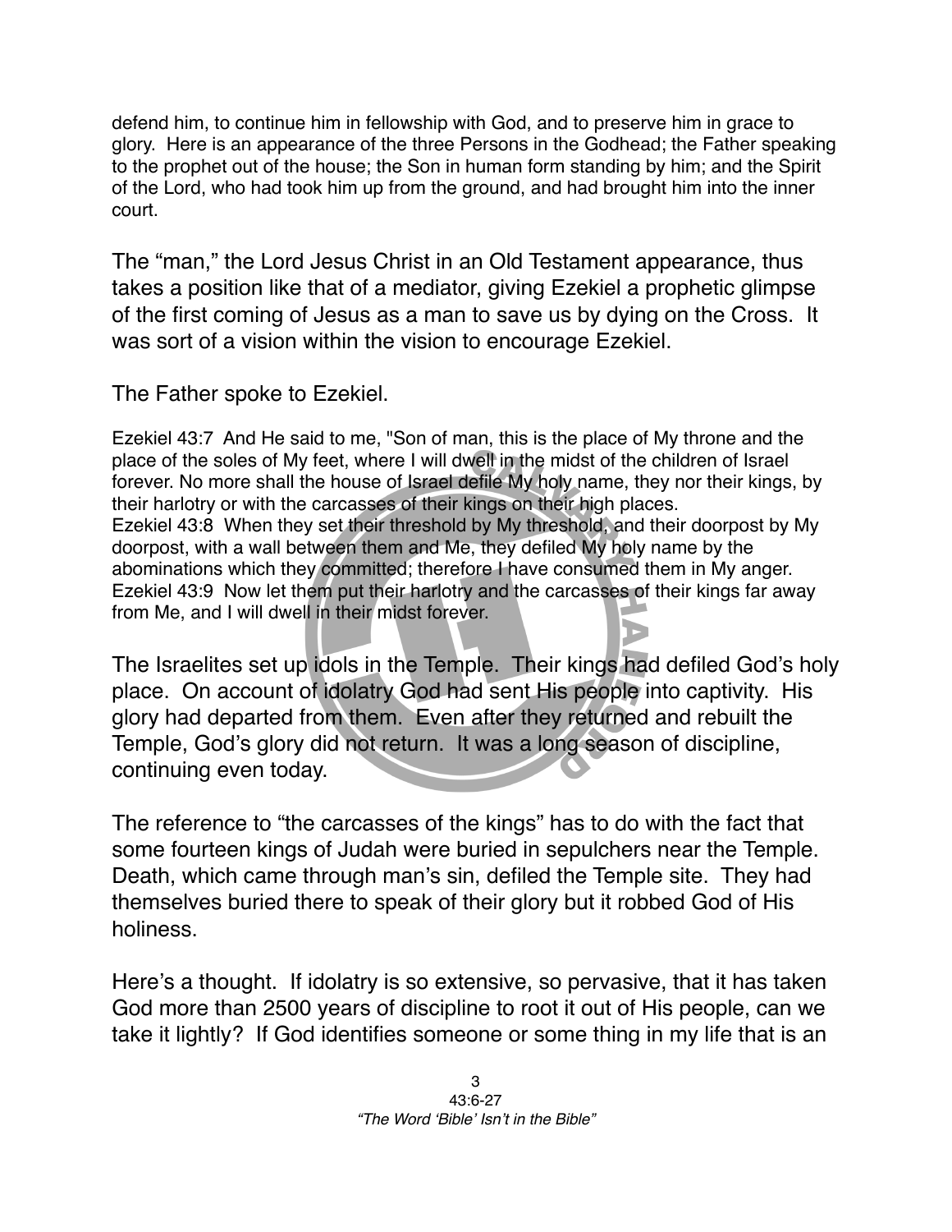defend him, to continue him in fellowship with God, and to preserve him in grace to glory. Here is an appearance of the three Persons in the Godhead; the Father speaking to the prophet out of the house; the Son in human form standing by him; and the Spirit of the Lord, who had took him up from the ground, and had brought him into the inner court.

The "man," the Lord Jesus Christ in an Old Testament appearance, thus takes a position like that of a mediator, giving Ezekiel a prophetic glimpse of the first coming of Jesus as a man to save us by dying on the Cross. It was sort of a vision within the vision to encourage Ezekiel.

The Father spoke to Ezekiel.

Ezekiel 43:7 And He said to me, "Son of man, this is the place of My throne and the place of the soles of My feet, where I will dwell in the midst of the children of Israel forever. No more shall the house of Israel defile My holy name, they nor their kings, by their harlotry or with the carcasses of their kings on their high places.
Ezekiel 43:8 When they set their threshold by My threshold, and their doorpost by My doorpost, with a wall between them and Me, they defiled My holy name by the abominations which they committed; therefore I have consumed them in My anger.
Ezekiel 43:9 Now let them put their harlotry and the carcasses of their kings far away from Me, and I will dwell in their midst forever.

The Israelites set up idols in the Temple. Their kings had defiled God's holy place. On account of idolatry God had sent His people into captivity. His glory had departed from them. Even after they returned and rebuilt the Temple, God's glory did not return. It was a long season of discipline, continuing even today.

The reference to "the carcasses of the kings" has to do with the fact that some fourteen kings of Judah were buried in sepulchers near the Temple. Death, which came through man's sin, defiled the Temple site. They had themselves buried there to speak of their glory but it robbed God of His holiness.

Here's a thought. If idolatry is so extensive, so pervasive, that it has taken God more than 2500 years of discipline to root it out of His people, can we take it lightly? If God identifies someone or some thing in my life that is an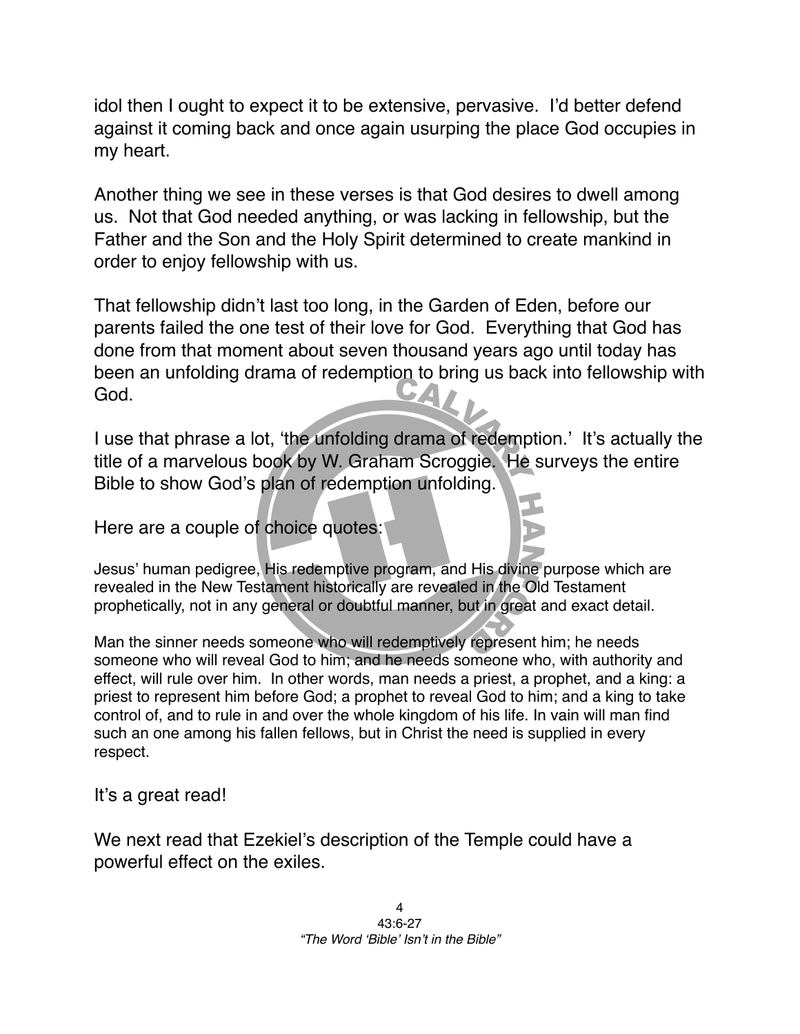idol then I ought to expect it to be extensive, pervasive. I'd better defend against it coming back and once again usurping the place God occupies in my heart.

Another thing we see in these verses is that God desires to dwell among us. Not that God needed anything, or was lacking in fellowship, but the Father and the Son and the Holy Spirit determined to create mankind in order to enjoy fellowship with us.

That fellowship didn't last too long, in the Garden of Eden, before our parents failed the one test of their love for God. Everything that God has done from that moment about seven thousand years ago until today has been an unfolding drama of redemption to bring us back into fellowship with God.

I use that phrase a lot, 'the unfolding drama of redemption.' It's actually the title of a marvelous book by W. Graham Scroggie. He surveys the entire Bible to show God's plan of redemption unfolding.

Here are a couple of choice quotes:

Jesus' human pedigree, His redemptive program, and His divine purpose which are revealed in the New Testament historically are revealed in the Old Testament prophetically, not in any general or doubtful manner, but in great and exact detail.

Man the sinner needs someone who will redemptively represent him; he needs someone who will reveal God to him; and he needs someone who, with authority and effect, will rule over him. In other words, man needs a priest, a prophet, and a king: a priest to represent him before God; a prophet to reveal God to him; and a king to take control of, and to rule in and over the whole kingdom of his life. In vain will man find such an one among his fallen fellows, but in Christ the need is supplied in every respect.

It's a great read!

We next read that Ezekiel's description of the Temple could have a powerful effect on the exiles.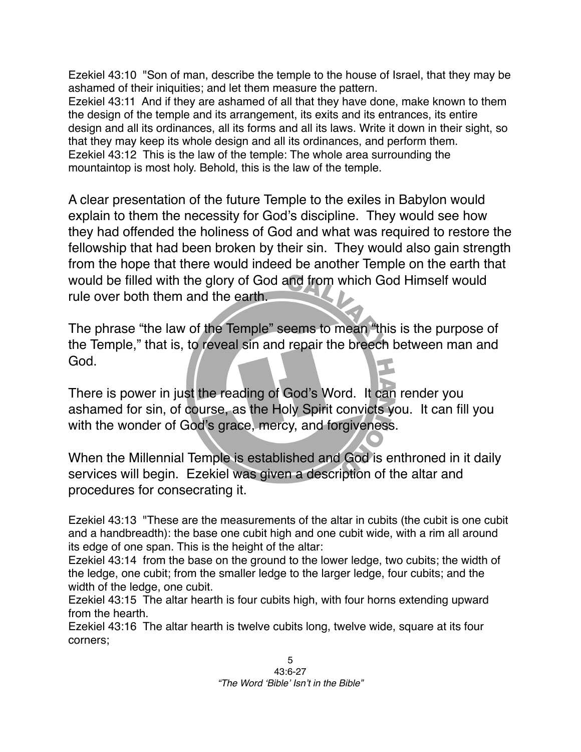Ezekiel 43:10 "Son of man, describe the temple to the house of Israel, that they may be ashamed of their iniquities; and let them measure the pattern.
Ezekiel 43:11 And if they are ashamed of all that they have done, make known to them the design of the temple and its arrangement, its exits and its entrances, its entire design and all its ordinances, all its forms and all its laws. Write it down in their sight, so that they may keep its whole design and all its ordinances, and perform them.
Ezekiel 43:12 This is the law of the temple: The whole area surrounding the mountaintop is most holy. Behold, this is the law of the temple.

A clear presentation of the future Temple to the exiles in Babylon would explain to them the necessity for God's discipline. They would see how they had offended the holiness of God and what was required to restore the fellowship that had been broken by their sin. They would also gain strength from the hope that there would indeed be another Temple on the earth that would be filled with the glory of God and from which God Himself would rule over both them and the earth.

The phrase "the law of the Temple" seems to mean "this is the purpose of the Temple," that is, to reveal sin and repair the breech between man and God.

There is power in just the reading of God's Word. It can render you ashamed for sin, of course, as the Holy Spirit convicts you. It can fill you with the wonder of God's grace, mercy, and forgiveness.

When the Millennial Temple is established and God is enthroned in it daily services will begin. Ezekiel was given a description of the altar and procedures for consecrating it.

Ezekiel 43:13 "These are the measurements of the altar in cubits (the cubit is one cubit and a handbreadth): the base one cubit high and one cubit wide, with a rim all around its edge of one span. This is the height of the altar:
Ezekiel 43:14 from the base on the ground to the lower ledge, two cubits; the width of the ledge, one cubit; from the smaller ledge to the larger ledge, four cubits; and the width of the ledge, one cubit.
Ezekiel 43:15 The altar hearth is four cubits high, with four horns extending upward from the hearth.
Ezekiel 43:16 The altar hearth is twelve cubits long, twelve wide, square at its four corners;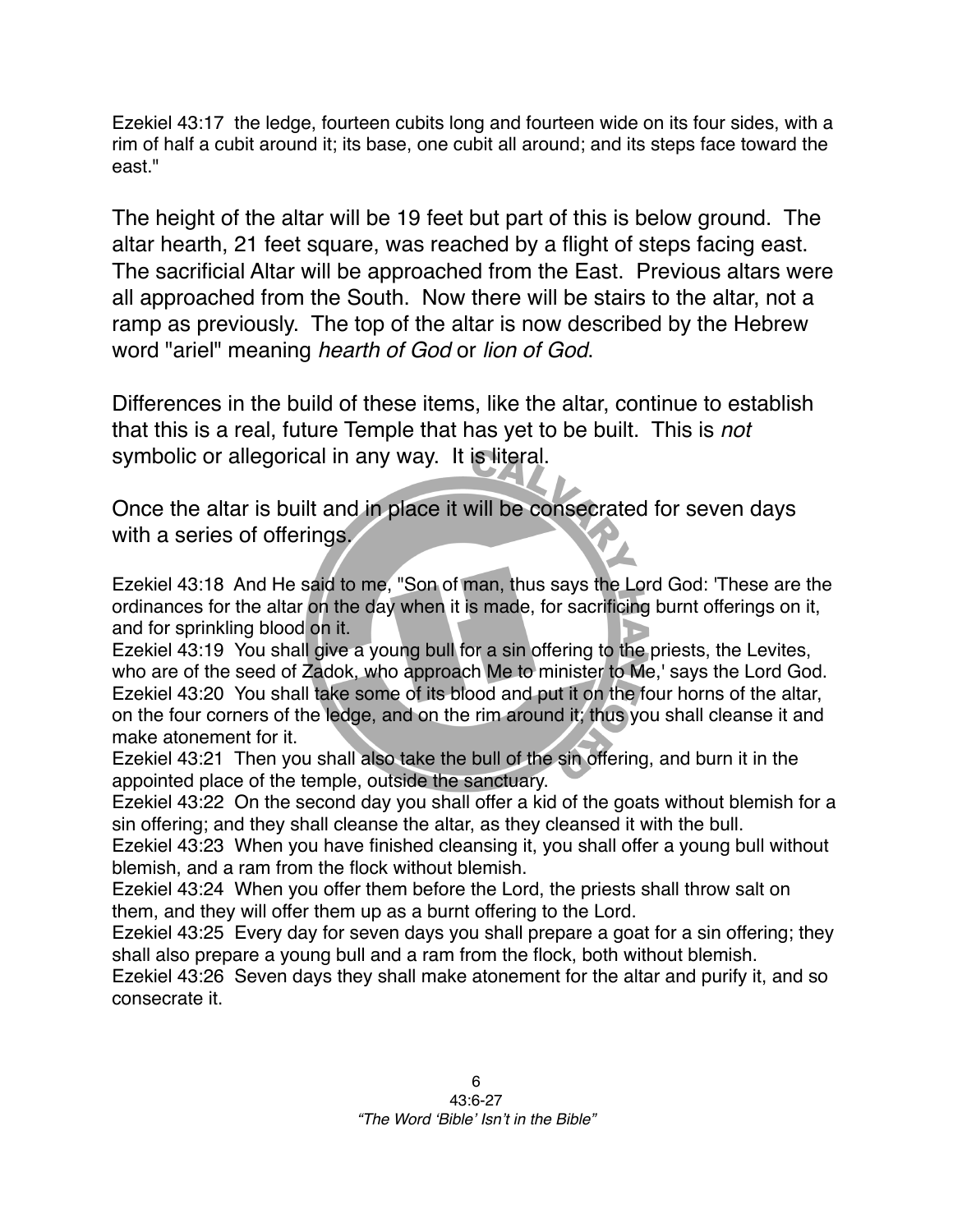Ezekiel 43:17 the ledge, fourteen cubits long and fourteen wide on its four sides, with a rim of half a cubit around it; its base, one cubit all around; and its steps face toward the east."

The height of the altar will be 19 feet but part of this is below ground. The altar hearth, 21 feet square, was reached by a flight of steps facing east. The sacrificial Altar will be approached from the East. Previous altars were all approached from the South. Now there will be stairs to the altar, not a ramp as previously. The top of the altar is now described by the Hebrew word "ariel" meaning *hearth of God* or *lion of God*.

Differences in the build of these items, like the altar, continue to establish that this is a real, future Temple that has yet to be built. This is *not* symbolic or allegorical in any way. It is literal.

Once the altar is built and in place it will be consecrated for seven days with a series of offerings.

Ezekiel 43:18 And He said to me, "Son of man, thus says the Lord God: 'These are the ordinances for the altar on the day when it is made, for sacrificing burnt offerings on it, and for sprinkling blood on it.
Ezekiel 43:19 You shall give a young bull for a sin offering to the priests, the Levites, who are of the seed of Zadok, who approach Me to minister to Me,' says the Lord God.
Ezekiel 43:20 You shall take some of its blood and put it on the four horns of the altar, on the four corners of the ledge, and on the rim around it; thus you shall cleanse it and make atonement for it.
Ezekiel 43:21 Then you shall also take the bull of the sin offering, and burn it in the appointed place of the temple, outside the sanctuary.
Ezekiel 43:22 On the second day you shall offer a kid of the goats without blemish for a sin offering; and they shall cleanse the altar, as they cleansed it with the bull.
Ezekiel 43:23 When you have finished cleansing it, you shall offer a young bull without blemish, and a ram from the flock without blemish.
Ezekiel 43:24 When you offer them before the Lord, the priests shall throw salt on them, and they will offer them up as a burnt offering to the Lord.
Ezekiel 43:25 Every day for seven days you shall prepare a goat for a sin offering; they shall also prepare a young bull and a ram from the flock, both without blemish.
Ezekiel 43:26 Seven days they shall make atonement for the altar and purify it, and so consecrate it.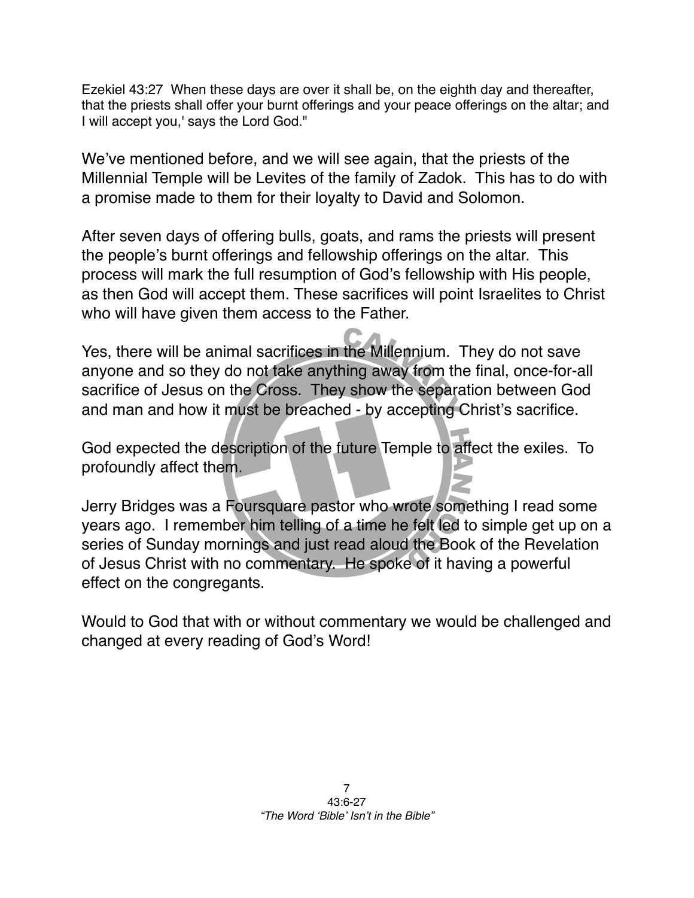Ezekiel 43:27 When these days are over it shall be, on the eighth day and thereafter, that the priests shall offer your burnt offerings and your peace offerings on the altar; and I will accept you,' says the Lord God."

We've mentioned before, and we will see again, that the priests of the Millennial Temple will be Levites of the family of Zadok. This has to do with a promise made to them for their loyalty to David and Solomon.

After seven days of offering bulls, goats, and rams the priests will present the people's burnt offerings and fellowship offerings on the altar. This process will mark the full resumption of God's fellowship with His people, as then God will accept them. These sacrifices will point Israelites to Christ who will have given them access to the Father.

Yes, there will be animal sacrifices in the Millennium. They do not save anyone and so they do not take anything away from the final, once-for-all sacrifice of Jesus on the Cross. They show the separation between God and man and how it must be breached - by accepting Christ's sacrifice.

God expected the description of the future Temple to affect the exiles. To profoundly affect them.

Jerry Bridges was a Foursquare pastor who wrote something I read some years ago. I remember him telling of a time he felt led to simple get up on a series of Sunday mornings and just read aloud the Book of the Revelation of Jesus Christ with no commentary. He spoke of it having a powerful effect on the congregants.

Would to God that with or without commentary we would be challenged and changed at every reading of God's Word!